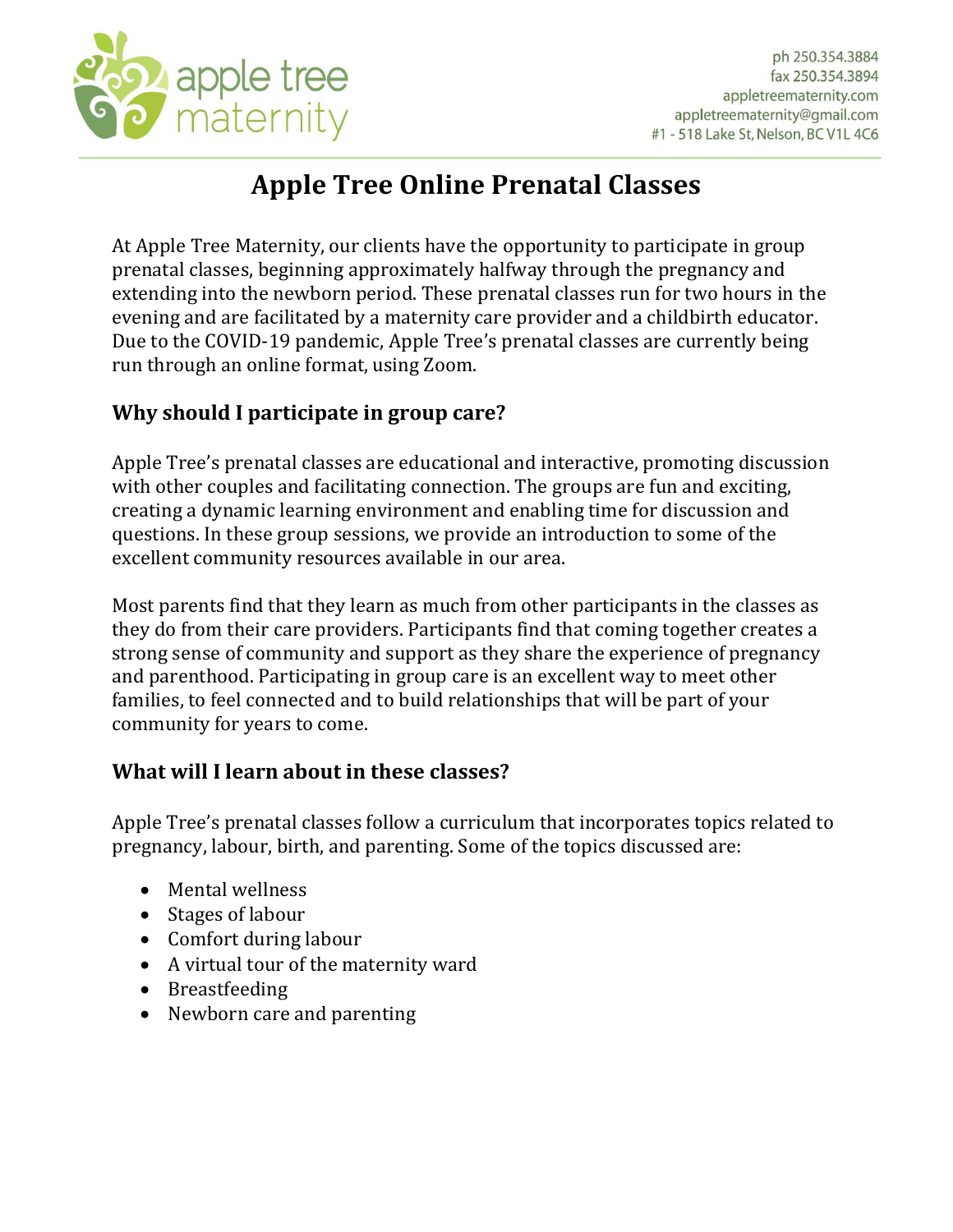apple tree maternity

ph 250.354.3884
fax 250.354.3894
appletreematernity.com
appletreematernity@gmail.com
#1 - 518 Lake St, Nelson, BC V1L 4C6

# Apple Tree Online Prenatal Classes

At Apple Tree Maternity, our clients have the opportunity to participate in group prenatal classes, beginning approximately halfway through the pregnancy and extending into the newborn period. These prenatal classes run for two hours in the evening and are facilitated by a maternity care provider and a childbirth educator. Due to the COVID-19 pandemic, Apple Tree's prenatal classes are currently being run through an online format, using Zoom.

## Why should I participate in group care?

Apple Tree's prenatal classes are educational and interactive, promoting discussion with other couples and facilitating connection. The groups are fun and exciting, creating a dynamic learning environment and enabling time for discussion and questions. In these group sessions, we provide an introduction to some of the excellent community resources available in our area.

Most parents find that they learn as much from other participants in the classes as they do from their care providers. Participants find that coming together creates a strong sense of community and support as they share the experience of pregnancy and parenthood. Participating in group care is an excellent way to meet other families, to feel connected and to build relationships that will be part of your community for years to come.

## What will I learn about in these classes?

Apple Tree's prenatal classes follow a curriculum that incorporates topics related to pregnancy, labour, birth, and parenting. Some of the topics discussed are:

- Mental wellness
- Stages of labour
- Comfort during labour
- A virtual tour of the maternity ward
- Breastfeeding
- Newborn care and parenting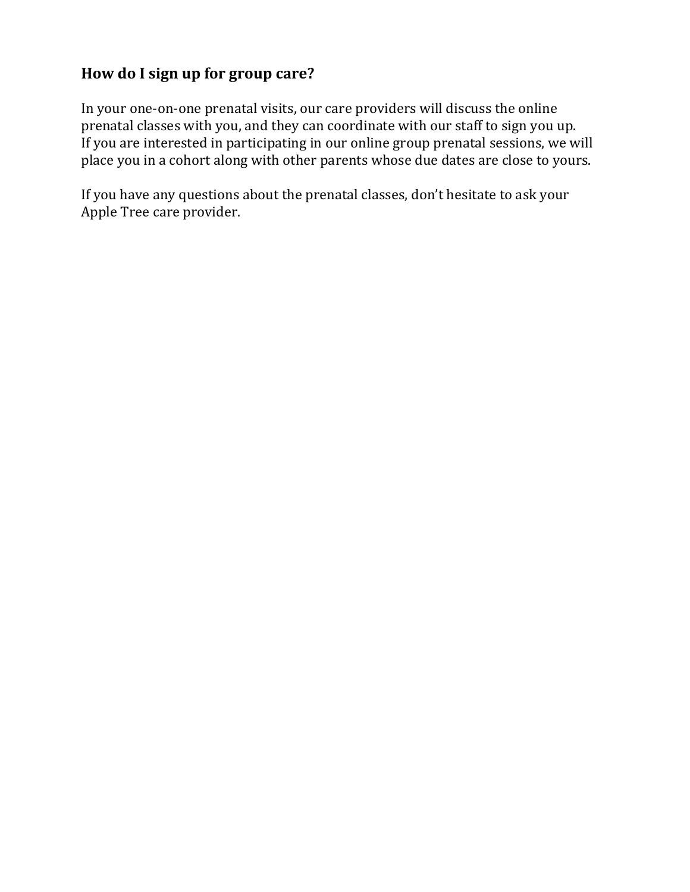### How do I sign up for group care?

In your one-on-one prenatal visits, our care providers will discuss the online prenatal classes with you, and they can coordinate with our staff to sign you up. If you are interested in participating in our online group prenatal sessions, we will place you in a cohort along with other parents whose due dates are close to yours.

If you have any questions about the prenatal classes, don't hesitate to ask your Apple Tree care provider.